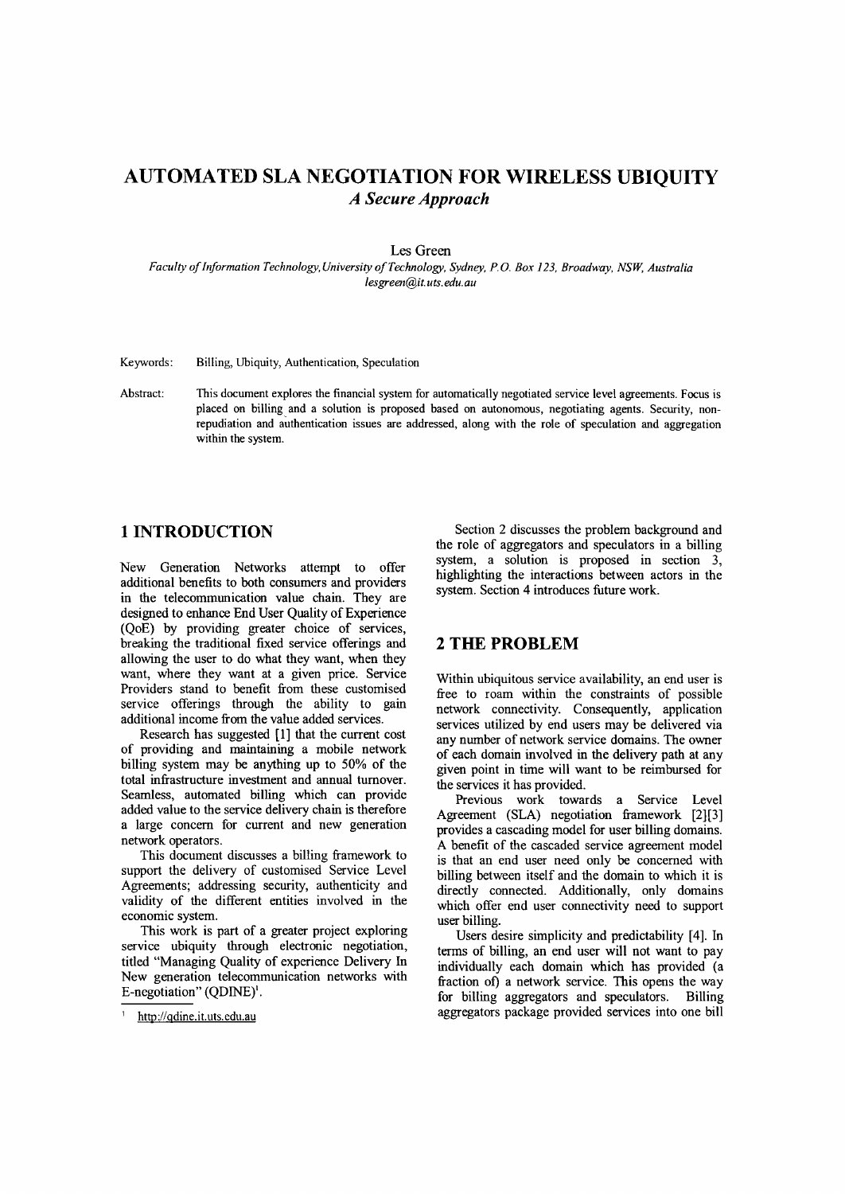# AUTOMATED SLA NEGOTIATION FOR WIRELESS UBIQUITY
## *A Secure Approach*

Les Green

*Faculty of Information Technology, University of Technology, Sydney, P.O. Box 123, Broadway, NSW, Australia*
*lesgreen@it.uts.edu.au*

Keywords: Billing, Ubiquity, Authentication, Speculation

Abstract: This document explores the financial system for automatically negotiated service level agreements. Focus is placed on billing and a solution is proposed based on autonomous, negotiating agents. Security, non-repudiation and authentication issues are addressed, along with the role of speculation and aggregation within the system.

## 1 INTRODUCTION

New Generation Networks attempt to offer additional benefits to both consumers and providers in the telecommunication value chain. They are designed to enhance End User Quality of Experience (QoE) by providing greater choice of services, breaking the traditional fixed service offerings and allowing the user to do what they want, when they want, where they want at a given price. Service Providers stand to benefit from these customised service offerings through the ability to gain additional income from the value added services.

Research has suggested [1] that the current cost of providing and maintaining a mobile network billing system may be anything up to 50% of the total infrastructure investment and annual turnover. Seamless, automated billing which can provide added value to the service delivery chain is therefore a large concern for current and new generation network operators.

This document discusses a billing framework to support the delivery of customised Service Level Agreements; addressing security, authenticity and validity of the different entities involved in the economic system.

This work is part of a greater project exploring service ubiquity through electronic negotiation, titled "Managing Quality of experience Delivery In New generation telecommunication networks with E-negotiation" (QDINE)[1].

Section 2 discusses the problem background and the role of aggregators and speculators in a billing system, a solution is proposed in section 3, highlighting the interactions between actors in the system. Section 4 introduces future work.

## 2 THE PROBLEM

Within ubiquitous service availability, an end user is free to roam within the constraints of possible network connectivity. Consequently, application services utilized by end users may be delivered via any number of network service domains. The owner of each domain involved in the delivery path at any given point in time will want to be reimbursed for the services it has provided.

Previous work towards a Service Level Agreement (SLA) negotiation framework [2][3] provides a cascading model for user billing domains. A benefit of the cascaded service agreement model is that an end user need only be concerned with billing between itself and the domain to which it is directly connected. Additionally, only domains which offer end user connectivity need to support user billing.

Users desire simplicity and predictability [4]. In terms of billing, an end user will not want to pay individually each domain which has provided (a fraction of) a network service. This opens the way for billing aggregators and speculators. Billing aggregators package provided services into one bill

[1] http://qdine.it.uts.edu.au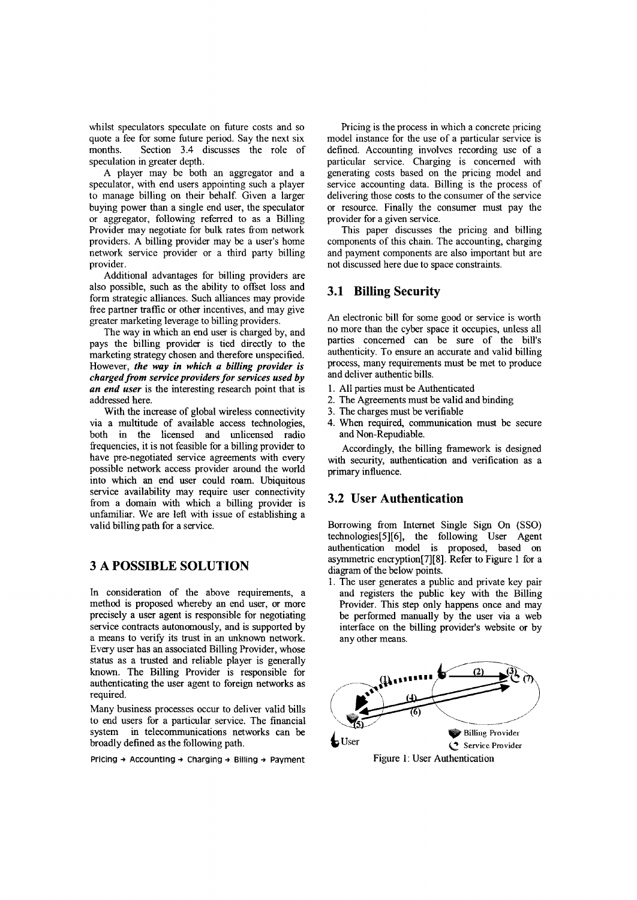whilst speculators speculate on future costs and so quote a fee for some future period. Say the next six months. Section 3.4 discusses the role of speculation in greater depth.

A player may be both an aggregator and a speculator, with end users appointing such a player to manage billing on their behalf. Given a larger buying power than a single end user, the speculator or aggregator, following referred to as a Billing Provider may negotiate for bulk rates from network providers. A billing provider may be a user's home network service provider or a third party billing provider.

Additional advantages for billing providers are also possible, such as the ability to offset loss and form strategic alliances. Such alliances may provide free partner traffic or other incentives, and may give greater marketing leverage to billing providers.

The way in which an end user is charged by, and pays the billing provider is tied directly to the marketing strategy chosen and therefore unspecified. However, ***the way in which a billing provider is charged from service providers for services used by an end user*** is the interesting research point that is addressed here.

With the increase of global wireless connectivity via a multitude of available access technologies, both in the licensed and unlicensed radio frequencies, it is not feasible for a billing provider to have pre-negotiated service agreements with every possible network access provider around the world into which an end user could roam. Ubiquitous service availability may require user connectivity from a domain with which a billing provider is unfamiliar. We are left with issue of establishing a valid billing path for a service.

## 3 A POSSIBLE SOLUTION

In consideration of the above requirements, a method is proposed whereby an end user, or more precisely a user agent is responsible for negotiating service contracts autonomously, and is supported by a means to verify its trust in an unknown network. Every user has an associated Billing Provider, whose status as a trusted and reliable player is generally known. The Billing Provider is responsible for authenticating the user agent to foreign networks as required.

Many business processes occur to deliver valid bills to end users for a particular service. The financial system in telecommunications networks can be broadly defined as the following path.

Pricing → Accounting → Charging → Billing → Payment

Pricing is the process in which a concrete pricing model instance for the use of a particular service is defined. Accounting involves recording use of a particular service. Charging is concerned with generating costs based on the pricing model and service accounting data. Billing is the process of delivering those costs to the consumer of the service or resource. Finally the consumer must pay the provider for a given service.

This paper discusses the pricing and billing components of this chain. The accounting, charging and payment components are also important but are not discussed here due to space constraints.

### 3.1 Billing Security

An electronic bill for some good or service is worth no more than the cyber space it occupies, unless all parties concerned can be sure of the bill's authenticity. To ensure an accurate and valid billing process, many requirements must be met to produce and deliver authentic bills.

1. All parties must be Authenticated
2. The Agreements must be valid and binding
3. The charges must be verifiable
4. When required, communication must be secure and Non-Repudiable.

Accordingly, the billing framework is designed with security, authentication and verification as a primary influence.

### 3.2 User Authentication

Borrowing from Internet Single Sign On (SSO) technologies[5][6], the following User Agent authentication model is proposed, based on asymmetric encryption[7][8]. Refer to Figure 1 for a diagram of the below points.

1. The user generates a public and private key pair and registers the public key with the Billing Provider. This step only happens once and may be performed manually by the user via a web interface on the billing provider's website or by any other means.

Figure 1: User Authentication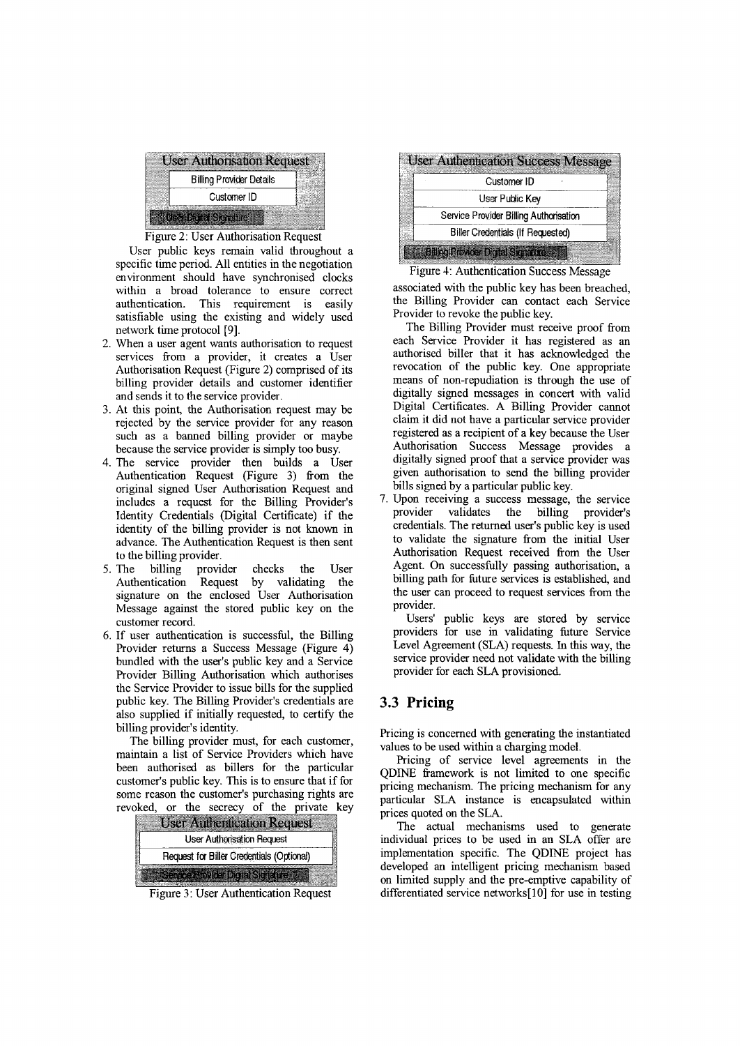| User Authorisation Request |
| --- |
| Billing Provider Details |
| Customer ID |
| User Digital Signature |

Figure 2: User Authorisation Request

User public keys remain valid throughout a specific time period. All entities in the negotiation environment should have synchronised clocks within a broad tolerance to ensure correct authentication. This requirement is easily satisfiable using the existing and widely used network time protocol [9].

2. When a user agent wants authorisation to request services from a provider, it creates a User Authorisation Request (Figure 2) comprised of its billing provider details and customer identifier and sends it to the service provider.
3. At this point, the Authorisation request may be rejected by the service provider for any reason such as a banned billing provider or maybe because the service provider is simply too busy.
4. The service provider then builds a User Authentication Request (Figure 3) from the original signed User Authorisation Request and includes a request for the Billing Provider's Identity Credentials (Digital Certificate) if the identity of the billing provider is not known in advance. The Authentication Request is then sent to the billing provider.
5. The billing provider checks the User Authentication Request by validating the signature on the enclosed User Authorisation Message against the stored public key on the customer record.
6. If user authentication is successful, the Billing Provider returns a Success Message (Figure 4) bundled with the user's public key and a Service Provider Billing Authorisation which authorises the Service Provider to issue bills for the supplied public key. The Billing Provider's credentials are also supplied if initially requested, to certify the billing provider's identity.

   The billing provider must, for each customer, maintain a list of Service Providers which have been authorised as billers for the particular customer's public key. This is to ensure that if for some reason the customer's purchasing rights are revoked, or the secrecy of the private key associated with the public key has been breached, the Billing Provider can contact each Service Provider to revoke the public key.

   The Billing Provider must receive proof from each Service Provider it has registered as an authorised biller that it has acknowledged the revocation of the public key. One appropriate means of non-repudiation is through the use of digitally signed messages in concert with valid Digital Certificates. A Billing Provider cannot claim it did not have a particular service provider registered as a recipient of a key because the User Authorisation Success Message provides a digitally signed proof that a service provider was given authorisation to send the billing provider bills signed by a particular public key.

| User Authentication Request |
| --- |
| User Authorisation Request |
| Request for Biller Credentials (Optional) |
| Service Provider Digital Signature |

Figure 3: User Authentication Request

| User Authentication Success Message |
| --- |
| Customer ID |
| User Public Key |
| Service Provider Billing Authorisation |
| Biller Credentials (If Requested) |
| Billing Provider Digital Signature |

Figure 4: Authentication Success Message

7. Upon receiving a success message, the service provider validates the billing provider's credentials. The returned user's public key is used to validate the signature from the initial User Authorisation Request received from the User Agent. On successfully passing authorisation, a billing path for future services is established, and the user can proceed to request services from the provider.

   Users' public keys are stored by service providers for use in validating future Service Level Agreement (SLA) requests. In this way, the service provider need not validate with the billing provider for each SLA provisioned.

## 3.3 Pricing

Pricing is concerned with generating the instantiated values to be used within a charging model.

Pricing of service level agreements in the QDINE framework is not limited to one specific pricing mechanism. The pricing mechanism for any particular SLA instance is encapsulated within prices quoted on the SLA.

The actual mechanisms used to generate individual prices to be used in an SLA offer are implementation specific. The QDINE project has developed an intelligent pricing mechanism based on limited supply and the pre-emptive capability of differentiated service networks[10] for use in testing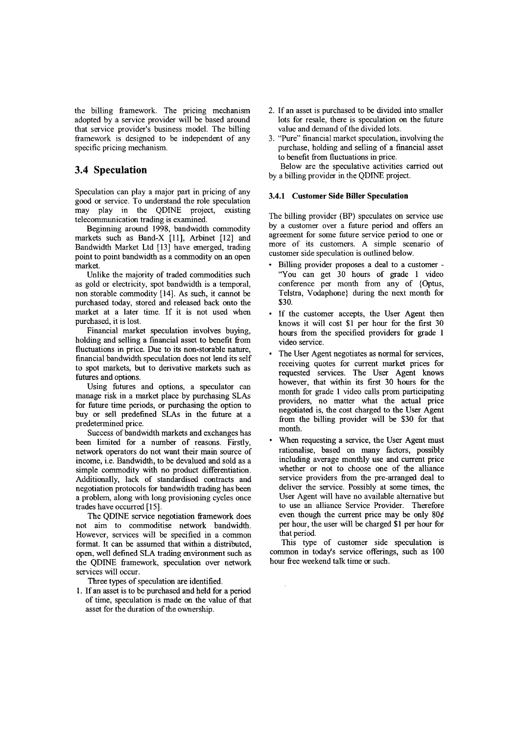the billing framework. The pricing mechanism adopted by a service provider will be based around that service provider's business model. The billing framework is designed to be independent of any specific pricing mechanism.

## 3.4 Speculation

Speculation can play a major part in pricing of any good or service. To understand the role speculation may play in the QDINE project, existing telecommunication trading is examined.

Beginning around 1998, bandwidth commodity markets such as Band-X [11], Arbinet [12] and Bandwidth Market Ltd [13] have emerged, trading point to point bandwidth as a commodity on an open market.

Unlike the majority of traded commodities such as gold or electricity, spot bandwidth is a temporal, non storable commodity [14]. As such, it cannot be purchased today, stored and released back onto the market at a later time. If it is not used when purchased, it is lost.

Financial market speculation involves buying, holding and selling a financial asset to benefit from fluctuations in price. Due to its non-storable nature, financial bandwidth speculation does not lend its self to spot markets, but to derivative markets such as futures and options.

Using futures and options, a speculator can manage risk in a market place by purchasing SLAs for future time periods, or purchasing the option to buy or sell predefined SLAs in the future at a predetermined price.

Success of bandwidth markets and exchanges has been limited for a number of reasons. Firstly, network operators do not want their main source of income, i.e. Bandwidth, to be devalued and sold as a simple commodity with no product differentiation. Additionally, lack of standardised contracts and negotiation protocols for bandwidth trading has been a problem, along with long provisioning cycles once trades have occurred [15].

The QDINE service negotiation framework does not aim to commoditise network bandwidth. However, services will be specified in a common format. It can be assumed that within a distributed, open, well defined SLA trading environment such as the QDINE framework, speculation over network services will occur.

Three types of speculation are identified.

1. If an asset is to be purchased and held for a period of time, speculation is made on the value of that asset for the duration of the ownership.
2. If an asset is purchased to be divided into smaller lots for resale, there is speculation on the future value and demand of the divided lots.
3. "Pure" financial market speculation, involving the purchase, holding and selling of a financial asset to benefit from fluctuations in price.

Below are the speculative activities carried out by a billing provider in the QDINE project.

### 3.4.1 Customer Side Biller Speculation

The billing provider (BP) speculates on service use by a customer over a future period and offers an agreement for some future service period to one or more of its customers. A simple scenario of customer side speculation is outlined below.

- Billing provider proposes a deal to a customer - "You can get 30 hours of grade 1 video conference per month from any of {Optus, Telstra, Vodaphone} during the next month for $30.
- If the customer accepts, the User Agent then knows it will cost $1 per hour for the first 30 hours from the specified providers for grade 1 video service.
- The User Agent negotiates as normal for services, receiving quotes for current market prices for requested services. The User Agent knows however, that within its first 30 hours for the month for grade 1 video calls prom participating providers, no matter what the actual price negotiated is, the cost charged to the User Agent from the billing provider will be $30 for that month.
- When requesting a service, the User Agent must rationalise, based on many factors, possibly including average monthly use and current price whether or not to choose one of the alliance service providers from the pre-arranged deal to deliver the service. Possibly at some times, the User Agent will have no available alternative but to use an alliance Service Provider. Therefore even though the current price may be only 80¢ per hour, the user will be charged $1 per hour for that period.

This type of customer side speculation is common in today's service offerings, such as 100 hour free weekend talk time or such.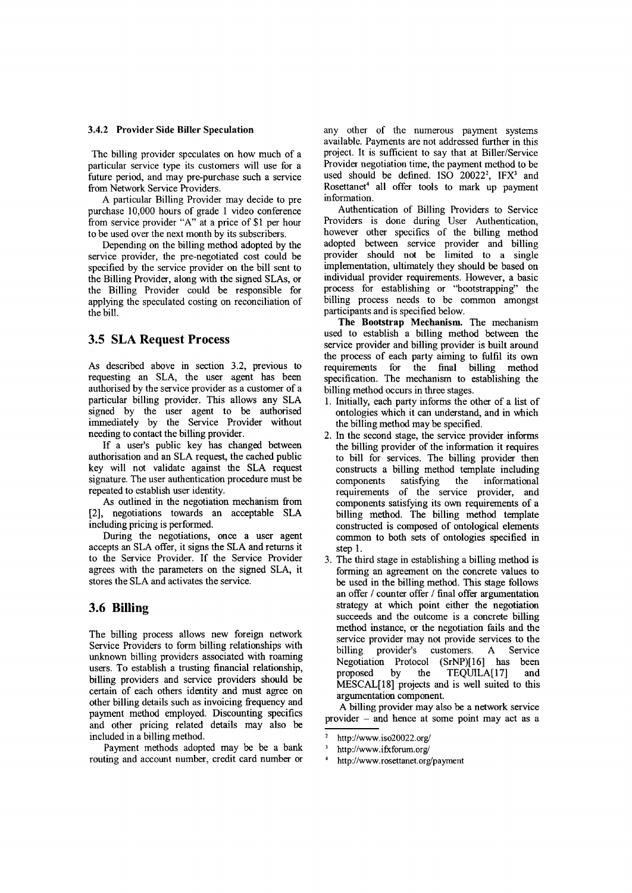#### 3.4.2 Provider Side Biller Speculation

The billing provider speculates on how much of a particular service type its customers will use for a future period, and may pre-purchase such a service from Network Service Providers.

A particular Billing Provider may decide to pre purchase 10,000 hours of grade 1 video conference from service provider "A" at a price of $1 per hour to be used over the next month by its subscribers.

Depending on the billing method adopted by the service provider, the pre-negotiated cost could be specified by the service provider on the bill sent to the Billing Provider, along with the signed SLAs, or the Billing Provider could be responsible for applying the speculated costing on reconciliation of the bill.

## 3.5 SLA Request Process

As described above in section 3.2, previous to requesting an SLA, the user agent has been authorised by the service provider as a customer of a particular billing provider. This allows any SLA signed by the user agent to be authorised immediately by the Service Provider without needing to contact the billing provider.

If a user's public key has changed between authorisation and an SLA request, the cached public key will not validate against the SLA request signature. The user authentication procedure must be repeated to establish user identity.

As outlined in the negotiation mechanism from [2], negotiations towards an acceptable SLA including pricing is performed.

During the negotiations, once a user agent accepts an SLA offer, it signs the SLA and returns it to the Service Provider. If the Service Provider agrees with the parameters on the signed SLA, it stores the SLA and activates the service.

## 3.6 Billing

The billing process allows new foreign network Service Providers to form billing relationships with unknown billing providers associated with roaming users. To establish a trusting financial relationship, billing providers and service providers should be certain of each others identity and must agree on other billing details such as invoicing frequency and payment method employed. Discounting specifics and other pricing related details may also be included in a billing method.

Payment methods adopted may be be a bank routing and account number, credit card number or any other of the numerous payment systems available. Payments are not addressed further in this project. It is sufficient to say that at Biller/Service Provider negotiation time, the payment method to be used should be defined. ISO 20022[2], IFX[3] and Rosettanet[4] all offer tools to mark up payment information.

Authentication of Billing Providers to Service Providers is done during User Authentication, however other specifics of the billing method adopted between service provider and billing provider should not be limited to a single implementation, ultimately they should be based on individual provider requirements. However, a basic process for establishing or "bootstrapping" the billing process needs to be common amongst participants and is specified below.

**The Bootstrap Mechanism.** The mechanism used to establish a billing method between the service provider and billing provider is built around the process of each party aiming to fulfil its own requirements for the final billing method specification. The mechanism to establishing the billing method occurs in three stages.

1. Initially, each party informs the other of a list of ontologies which it can understand, and in which the billing method may be specified.
2. In the second stage, the service provider informs the billing provider of the information it requires to bill for services. The billing provider then constructs a billing method template including components satisfying the informational requirements of the service provider, and components satisfying its own requirements of a billing method. The billing method template constructed is composed of ontological elements common to both sets of ontologies specified in step 1.
3. The third stage in establishing a billing method is forming an agreement on the concrete values to be used in the billing method. This stage follows an offer / counter offer / final offer argumentation strategy at which point either the negotiation succeeds and the outcome is a concrete billing method instance, or the negotiation fails and the service provider may not provide services to the billing provider's customers. A Service Negotiation Protocol (SrNP)[16] has been proposed by the TEQUILA[17] and MESCAL[18] projects and is well suited to this argumentation component.

A billing provider may also be a network service provider – and hence at some point may act as a

---

[2] http://www.iso20022.org/

[3] http://www.ifxforum.org/

[4] http://www.rosettanet.org/payment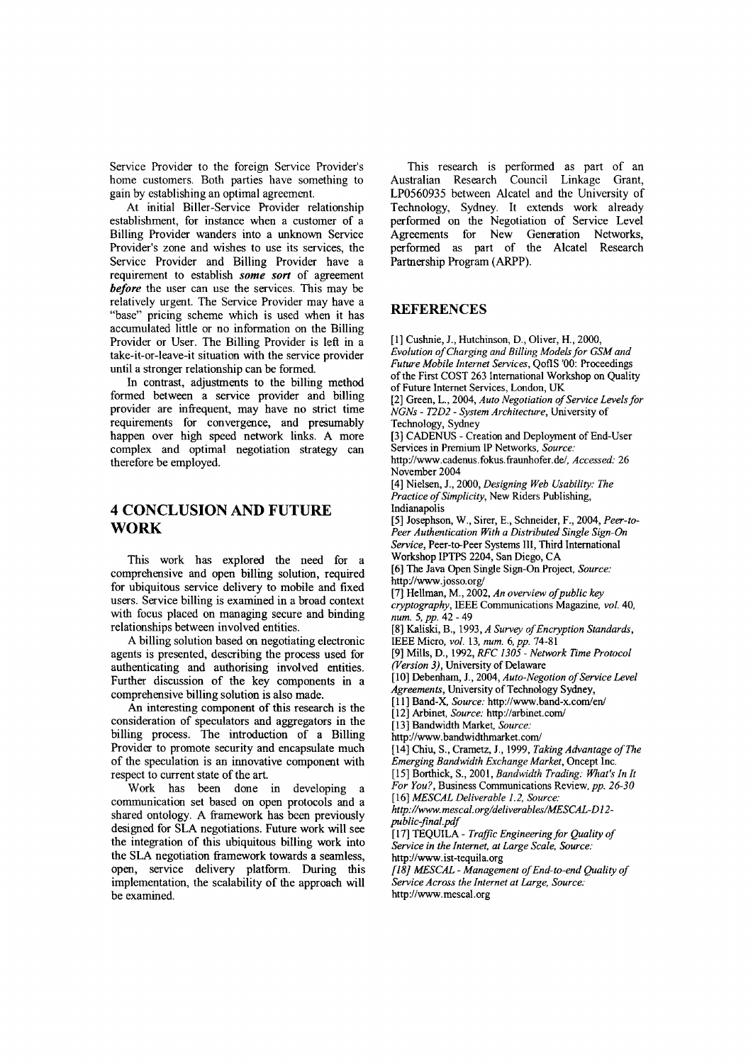Service Provider to the foreign Service Provider's home customers. Both parties have something to gain by establishing an optimal agreement.

At initial Biller-Service Provider relationship establishment, for instance when a customer of a Billing Provider wanders into a unknown Service Provider's zone and wishes to use its services, the Service Provider and Billing Provider have a requirement to establish ***some sort*** of agreement ***before*** the user can use the services. This may be relatively urgent. The Service Provider may have a "base" pricing scheme which is used when it has accumulated little or no information on the Billing Provider or User. The Billing Provider is left in a take-it-or-leave-it situation with the service provider until a stronger relationship can be formed.

In contrast, adjustments to the billing method formed between a service provider and billing provider are infrequent, may have no strict time requirements for convergence, and presumably happen over high speed network links. A more complex and optimal negotiation strategy can therefore be employed.

## 4 CONCLUSION AND FUTURE WORK

This work has explored the need for a comprehensive and open billing solution, required for ubiquitous service delivery to mobile and fixed users. Service billing is examined in a broad context with focus placed on managing secure and binding relationships between involved entities.

A billing solution based on negotiating electronic agents is presented, describing the process used for authenticating and authorising involved entities. Further discussion of the key components in a comprehensive billing solution is also made.

An interesting component of this research is the consideration of speculators and aggregators in the billing process. The introduction of a Billing Provider to promote security and encapsulate much of the speculation is an innovative component with respect to current state of the art.

Work has been done in developing a communication set based on open protocols and a shared ontology. A framework has been previously designed for SLA negotiations. Future work will see the integration of this ubiquitous billing work into the SLA negotiation framework towards a seamless, open, service delivery platform. During this implementation, the scalability of the approach will be examined.

This research is performed as part of an Australian Research Council Linkage Grant, LP0560935 between Alcatel and the University of Technology, Sydney. It extends work already performed on the Negotiation of Service Level Agreements for New Generation Networks, performed as part of the Alcatel Research Partnership Program (ARPP).

## REFERENCES

[1] Cushnie, J., Hutchinson, D., Oliver, H., 2000, *Evolution of Charging and Billing Models for GSM and Future Mobile Internet Services*, QofIS '00: Proceedings of the First COST 263 International Workshop on Quality of Future Internet Services, London, UK

[2] Green, L., 2004, *Auto Negotiation of Service Levels for NGNs - T2D2 - System Architecture*, University of Technology, Sydney

[3] CADENUS - Creation and Deployment of End-User Services in Premium IP Networks, *Source:* http://www.cadenus.fokus.fraunhofer.de/, *Accessed:* 26 November 2004

[4] Nielsen, J., 2000, *Designing Web Usability: The Practice of Simplicity*, New Riders Publishing, Indianapolis

[5] Josephson, W., Sirer, E., Schneider, F., 2004, *Peer-to-Peer Authentication With a Distributed Single Sign-On Service*, Peer-to-Peer Systems III, Third International Workshop IPTPS 2204, San Diego, CA

[6] The Java Open Single Sign-On Project, *Source:* http://www.josso.org/

[7] Hellman, M., 2002, *An overview of public key cryptography*, IEEE Communications Magazine, *vol.* 40, *num.* 5, *pp.* 42 - 49

[8] Kaliski, B., 1993, *A Survey of Encryption Standards*, IEEE Micro, *vol.* 13, *num.* 6, *pp.* 74-81

[9] Mills, D., 1992, *RFC 1305 - Network Time Protocol (Version 3)*, University of Delaware

[10] Debenham, J., 2004, *Auto-Negotion of Service Level Agreements*, University of Technology Sydney,

[11] Band-X, *Source:* http://www.band-x.com/en/

[12] Arbinet, *Source:* http://arbinet.com/

[13] Bandwidth Market, *Source:* http://www.bandwidthmarket.com/

[14] Chiu, S., Crametz, J., 1999, *Taking Advantage of The Emerging Bandwidth Exchange Market*, Oncept Inc.

[15] Borthick, S., 2001, *Bandwidth Trading: What's In It For You?*, Business Communications Review, *pp. 26-30*

[16] *MESCAL Deliverable 1.2, Source: http://www.mescal.org/deliverables/MESCAL-D12-public-final.pdf*

[17] TEQUILA - *Traffic Engineering for Quality of Service in the Internet, at Large Scale, Source:* http://www.ist-tequila.org

*[18] MESCAL - Management of End-to-end Quality of Service Across the Internet at Large, Source:* http://www.mescal.org